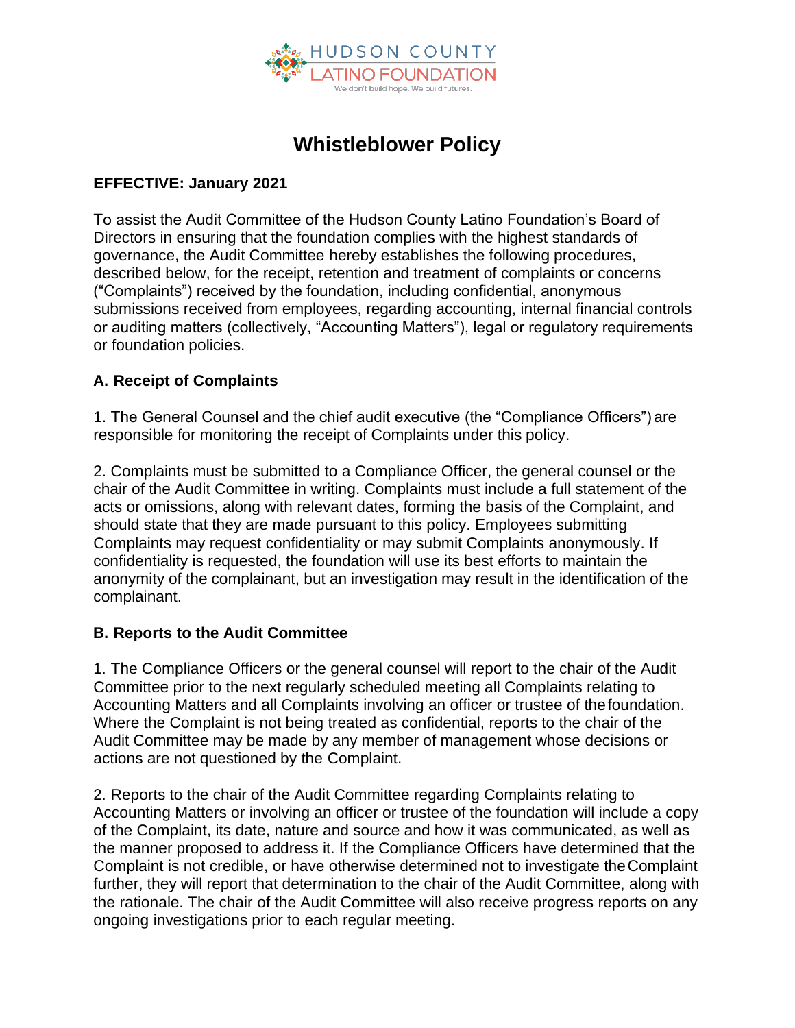HUDSON COUNTY
LATINO FOUNDATION
We don't build hope. We build futures.

# Whistleblower Policy

**EFFECTIVE: January 2021**

To assist the Audit Committee of the Hudson County Latino Foundation's Board of Directors in ensuring that the foundation complies with the highest standards of governance, the Audit Committee hereby establishes the following procedures, described below, for the receipt, retention and treatment of complaints or concerns ("Complaints") received by the foundation, including confidential, anonymous submissions received from employees, regarding accounting, internal financial controls or auditing matters (collectively, "Accounting Matters"), legal or regulatory requirements or foundation policies.

## A. Receipt of Complaints

1. The General Counsel and the chief audit executive (the "Compliance Officers") are responsible for monitoring the receipt of Complaints under this policy.

2. Complaints must be submitted to a Compliance Officer, the general counsel or the chair of the Audit Committee in writing. Complaints must include a full statement of the acts or omissions, along with relevant dates, forming the basis of the Complaint, and should state that they are made pursuant to this policy. Employees submitting Complaints may request confidentiality or may submit Complaints anonymously. If confidentiality is requested, the foundation will use its best efforts to maintain the anonymity of the complainant, but an investigation may result in the identification of the complainant.

## B. Reports to the Audit Committee

1. The Compliance Officers or the general counsel will report to the chair of the Audit Committee prior to the next regularly scheduled meeting all Complaints relating to Accounting Matters and all Complaints involving an officer or trustee of the foundation. Where the Complaint is not being treated as confidential, reports to the chair of the Audit Committee may be made by any member of management whose decisions or actions are not questioned by the Complaint.

2. Reports to the chair of the Audit Committee regarding Complaints relating to Accounting Matters or involving an officer or trustee of the foundation will include a copy of the Complaint, its date, nature and source and how it was communicated, as well as the manner proposed to address it. If the Compliance Officers have determined that the Complaint is not credible, or have otherwise determined not to investigate the Complaint further, they will report that determination to the chair of the Audit Committee, along with the rationale. The chair of the Audit Committee will also receive progress reports on any ongoing investigations prior to each regular meeting.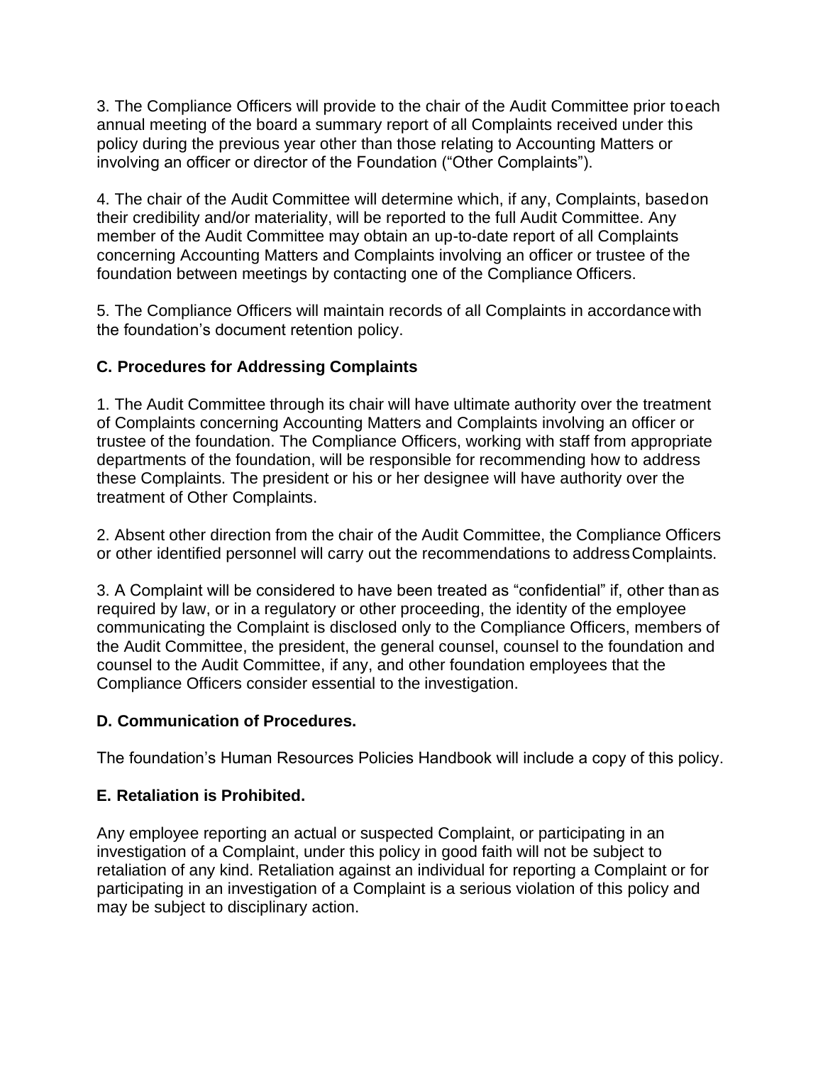3. The Compliance Officers will provide to the chair of the Audit Committee prior to each annual meeting of the board a summary report of all Complaints received under this policy during the previous year other than those relating to Accounting Matters or involving an officer or director of the Foundation ("Other Complaints").

4. The chair of the Audit Committee will determine which, if any, Complaints, based on their credibility and/or materiality, will be reported to the full Audit Committee. Any member of the Audit Committee may obtain an up-to-date report of all Complaints concerning Accounting Matters and Complaints involving an officer or trustee of the foundation between meetings by contacting one of the Compliance Officers.

5. The Compliance Officers will maintain records of all Complaints in accordance with the foundation's document retention policy.

**C. Procedures for Addressing Complaints**

1. The Audit Committee through its chair will have ultimate authority over the treatment of Complaints concerning Accounting Matters and Complaints involving an officer or trustee of the foundation. The Compliance Officers, working with staff from appropriate departments of the foundation, will be responsible for recommending how to address these Complaints. The president or his or her designee will have authority over the treatment of Other Complaints.

2. Absent other direction from the chair of the Audit Committee, the Compliance Officers or other identified personnel will carry out the recommendations to address Complaints.

3. A Complaint will be considered to have been treated as "confidential" if, other than as required by law, or in a regulatory or other proceeding, the identity of the employee communicating the Complaint is disclosed only to the Compliance Officers, members of the Audit Committee, the president, the general counsel, counsel to the foundation and counsel to the Audit Committee, if any, and other foundation employees that the Compliance Officers consider essential to the investigation.

**D. Communication of Procedures.**

The foundation's Human Resources Policies Handbook will include a copy of this policy.

**E. Retaliation is Prohibited.**

Any employee reporting an actual or suspected Complaint, or participating in an investigation of a Complaint, under this policy in good faith will not be subject to retaliation of any kind. Retaliation against an individual for reporting a Complaint or for participating in an investigation of a Complaint is a serious violation of this policy and may be subject to disciplinary action.